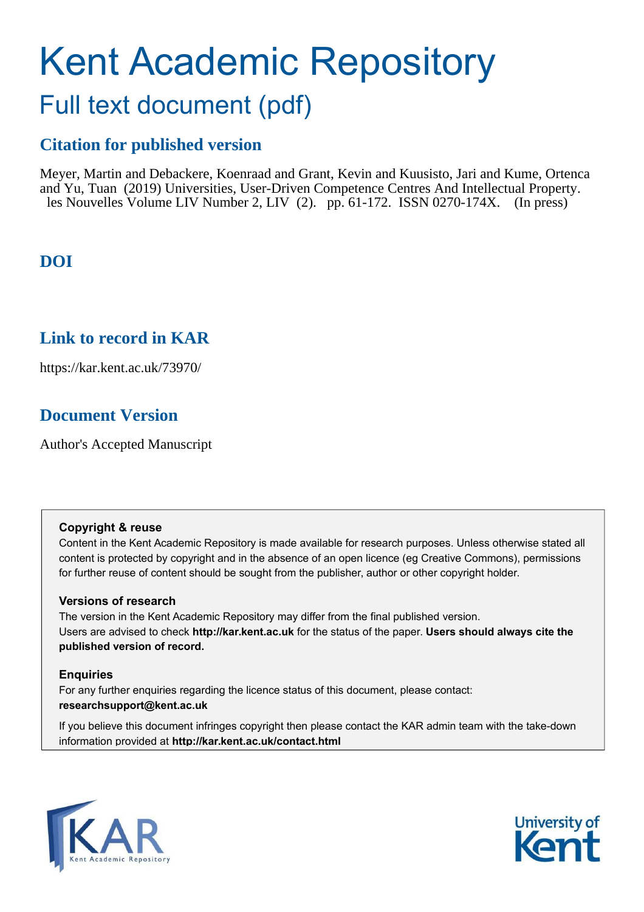# Kent Academic Repository

## Full text document (pdf)

### Citation for published version

Meyer, Martin and Debackere, Koenraad and Grant, Kevin and Kuusisto, Jari and Kume, Ortenca and Yu, Tuan (2019) Universities, User-Driven Competence Centres And Intellectual Property. les Nouvelles Volume LIV Number 2, LIV (2). pp. 61-172. ISSN 0270-174X. (In press)

### DOI

### Link to record in KAR

https://kar.kent.ac.uk/73970/

### Document Version

Author's Accepted Manuscript

**Copyright & reuse**

Content in the Kent Academic Repository is made available for research purposes. Unless otherwise stated all content is protected by copyright and in the absence of an open licence (eg Creative Commons), permissions for further reuse of content should be sought from the publisher, author or other copyright holder.

**Versions of research**

The version in the Kent Academic Repository may differ from the final published version. Users are advised to check **http://kar.kent.ac.uk** for the status of the paper. **Users should always cite the published version of record.**

**Enquiries**

For any further enquiries regarding the licence status of this document, please contact: **researchsupport@kent.ac.uk**

If you believe this document infringes copyright then please contact the KAR admin team with the take-down information provided at **http://kar.kent.ac.uk/contact.html**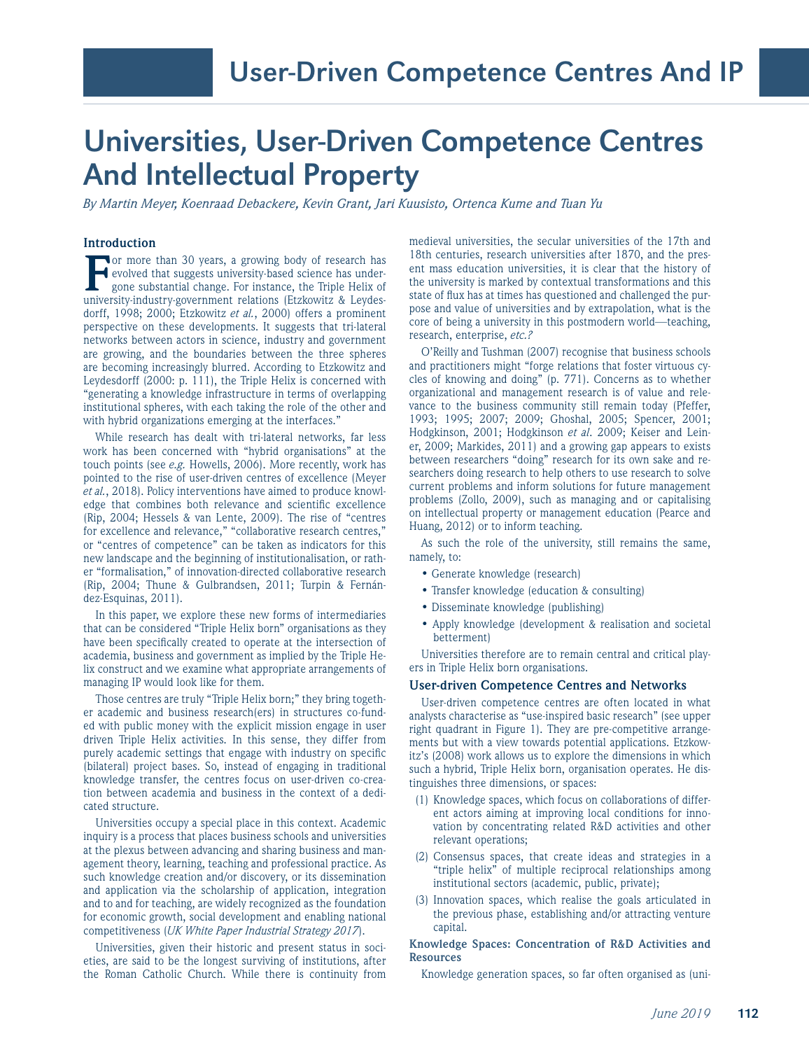# Universities, User-Driven Competence Centres And Intellectual Property

*By Martin Meyer, Koenraad Debackere, Kevin Grant, Jari Kuusisto, Ortenca Kume and Tuan Yu*

### Introduction

For more than 30 years, a growing body of research has evolved that suggests university-based science has undergone substantial change. For instance, the Triple Helix of university-industry-government relations (Etzkowitz & Leydesdorff, 1998; 2000; Etzkowitz *et al.*, 2000) offers a prominent perspective on these developments. It suggests that tri-lateral networks between actors in science, industry and government are growing, and the boundaries between the three spheres are becoming increasingly blurred. According to Etzkowitz and Leydesdorff (2000: p. 111), the Triple Helix is concerned with "generating a knowledge infrastructure in terms of overlapping institutional spheres, with each taking the role of the other and with hybrid organizations emerging at the interfaces."

While research has dealt with tri-lateral networks, far less work has been concerned with "hybrid organisations" at the touch points (see *e.g.* Howells, 2006). More recently, work has pointed to the rise of user-driven centres of excellence (Meyer *et al.*, 2018). Policy interventions have aimed to produce knowledge that combines both relevance and scientific excellence (Rip, 2004; Hessels & van Lente, 2009). The rise of "centres for excellence and relevance," "collaborative research centres," or "centres of competence" can be taken as indicators for this new landscape and the beginning of institutionalisation, or rather "formalisation," of innovation-directed collaborative research (Rip, 2004; Thune & Gulbrandsen, 2011; Turpin & Fernández-Esquinas, 2011).

In this paper, we explore these new forms of intermediaries that can be considered "Triple Helix born" organisations as they have been specifically created to operate at the intersection of academia, business and government as implied by the Triple Helix construct and we examine what appropriate arrangements of managing IP would look like for them.

Those centres are truly "Triple Helix born;" they bring together academic and business research(ers) in structures co-funded with public money with the explicit mission engage in user driven Triple Helix activities. In this sense, they differ from purely academic settings that engage with industry on specific (bilateral) project bases. So, instead of engaging in traditional knowledge transfer, the centres focus on user-driven co-creation between academia and business in the context of a dedicated structure.

Universities occupy a special place in this context. Academic inquiry is a process that places business schools and universities at the plexus between advancing and sharing business and management theory, learning, teaching and professional practice. As such knowledge creation and/or discovery, or its dissemination and application via the scholarship of application, integration and to and for teaching, are widely recognized as the foundation for economic growth, social development and enabling national competitiveness (*UK White Paper Industrial Strategy 2017*).

Universities, given their historic and present status in societies, are said to be the longest surviving of institutions, after the Roman Catholic Church. While there is continuity from medieval universities, the secular universities of the 17th and 18th centuries, research universities after 1870, and the present mass education universities, it is clear that the history of the university is marked by contextual transformations and this state of flux has at times has questioned and challenged the purpose and value of universities and by extrapolation, what is the core of being a university in this postmodern world—teaching, research, enterprise, *etc.?*

O'Reilly and Tushman (2007) recognise that business schools and practitioners might "forge relations that foster virtuous cycles of knowing and doing" (p. 771). Concerns as to whether organizational and management research is of value and relevance to the business community still remain today (Pfeffer, 1993; 1995; 2007; 2009; Ghoshal, 2005; Spencer, 2001; Hodgkinson, 2001; Hodgkinson *et al*. 2009; Keiser and Leiner, 2009; Markides, 2011) and a growing gap appears to exists between researchers "doing" research for its own sake and researchers doing research to help others to use research to solve current problems and inform solutions for future management problems (Zollo, 2009), such as managing and or capitalising on intellectual property or management education (Pearce and Huang, 2012) or to inform teaching.

As such the role of the university, still remains the same, namely, to:

- Generate knowledge (research)
- Transfer knowledge (education & consulting)
- Disseminate knowledge (publishing)
- Apply knowledge (development & realisation and societal betterment)

Universities therefore are to remain central and critical players in Triple Helix born organisations.

### User-driven Competence Centres and Networks

User-driven competence centres are often located in what analysts characterise as "use-inspired basic research" (see upper right quadrant in Figure 1). They are pre-competitive arrangements but with a view towards potential applications. Etzkowitz's (2008) work allows us to explore the dimensions in which such a hybrid, Triple Helix born, organisation operates. He distinguishes three dimensions, or spaces:

(1) Knowledge spaces, which focus on collaborations of different actors aiming at improving local conditions for innovation by concentrating related R&D activities and other relevant operations;

(2) Consensus spaces, that create ideas and strategies in a "triple helix" of multiple reciprocal relationships among institutional sectors (academic, public, private);

(3) Innovation spaces, which realise the goals articulated in the previous phase, establishing and/or attracting venture capital.

#### Knowledge Spaces: Concentration of R&D Activities and Resources

Knowledge generation spaces, so far often organised as (uni-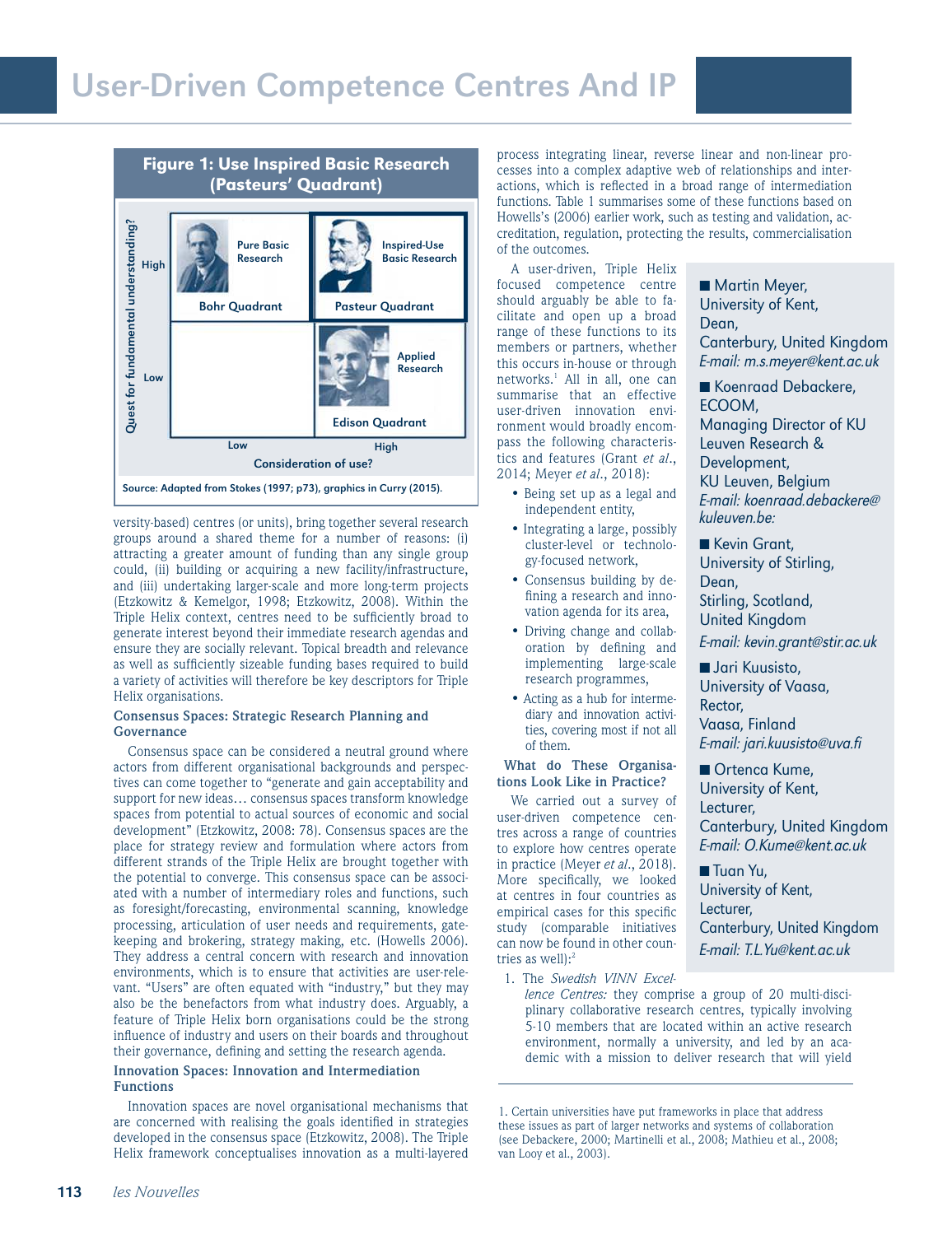**Figure 1: Use Inspired Basic Research (Pasteurs' Quadrant)**

| Quest for fundamental understanding? | Consideration of use? Low | Consideration of use? High |
|---|---|---|
| High | Pure Basic Research — Bohr Quadrant | Inspired-Use Basic Research — Pasteur Quadrant |
| Low | | Applied Research — Edison Quadrant |

Source: Adapted from Stokes (1997; p73), graphics in Curry (2015).

versity-based) centres (or units), bring together several research groups around a shared theme for a number of reasons: (i) attracting a greater amount of funding than any single group could, (ii) building or acquiring a new facility/infrastructure, and (iii) undertaking larger-scale and more long-term projects (Etzkowitz & Kemelgor, 1998; Etzkowitz, 2008). Within the Triple Helix context, centres need to be sufficiently broad to generate interest beyond their immediate research agendas and ensure they are socially relevant. Topical breadth and relevance as well as sufficiently sizeable funding bases required to build a variety of activities will therefore be key descriptors for Triple Helix organisations.

### Consensus Spaces: Strategic Research Planning and Governance

Consensus space can be considered a neutral ground where actors from different organisational backgrounds and perspectives can come together to "generate and gain acceptability and support for new ideas… consensus spaces transform knowledge spaces from potential to actual sources of economic and social development" (Etzkowitz, 2008: 78). Consensus spaces are the place for strategy review and formulation where actors from different strands of the Triple Helix are brought together with the potential to converge. This consensus space can be associated with a number of intermediary roles and functions, such as foresight/forecasting, environmental scanning, knowledge processing, articulation of user needs and requirements, gatekeeping and brokering, strategy making, etc. (Howells 2006). They address a central concern with research and innovation environments, which is to ensure that activities are user-relevant. "Users" are often equated with "industry," but they may also be the benefactors from what industry does. Arguably, a feature of Triple Helix born organisations could be the strong influence of industry and users on their boards and throughout their governance, defining and setting the research agenda.

### Innovation Spaces: Innovation and Intermediation Functions

Innovation spaces are novel organisational mechanisms that are concerned with realising the goals identified in strategies developed in the consensus space (Etzkowitz, 2008). The Triple Helix framework conceptualises innovation as a multi-layered process integrating linear, reverse linear and non-linear processes into a complex adaptive web of relationships and interactions, which is reflected in a broad range of intermediation functions. Table 1 summarises some of these functions based on Howells's (2006) earlier work, such as testing and validation, accreditation, regulation, protecting the results, commercialisation of the outcomes.

A user-driven, Triple Helix focused competence centre should arguably be able to facilitate and open up a broad range of these functions to its members or partners, whether this occurs in-house or through networks.[1] All in all, one can summarise that an effective user-driven innovation environment would broadly encompass the following characteristics and features (Grant *et al*., 2014; Meyer *et al*., 2018):

- Being set up as a legal and independent entity,
- Integrating a large, possibly cluster-level or technology-focused network,
- Consensus building by defining a research and innovation agenda for its area,
- Driving change and collaboration by defining and implementing large-scale research programmes,
- Acting as a hub for intermediary and innovation activities, covering most if not all of them.

### What do These Organisations Look Like in Practice?

We carried out a survey of user-driven competence centres across a range of countries to explore how centres operate in practice (Meyer *et al*., 2018). More specifically, we looked at centres in four countries as empirical cases for this specific study (comparable initiatives can now be found in other countries as well):[2]

1. The *Swedish VINN Excellence Centres:* they comprise a group of 20 multi-disciplinary collaborative research centres, typically involving 5-10 members that are located within an active research environment, normally a university, and led by an academic with a mission to deliver research that will yield

---

■ Martin Meyer,
University of Kent,
Dean,
Canterbury, United Kingdom
*E-mail: m.s.meyer@kent.ac.uk*

■ Koenraad Debackere,
ECOOM,
Managing Director of KU Leuven Research & Development,
KU Leuven, Belgium
*E-mail: koenraad.debackere@kuleuven.be:*

■ Kevin Grant,
University of Stirling,
Dean,
Stirling, Scotland,
United Kingdom
*E-mail: kevin.grant@stir.ac.uk*

■ Jari Kuusisto,
University of Vaasa,
Rector,
Vaasa, Finland
*E-mail: jari.kuusisto@uva.fi*

■ Ortenca Kume,
University of Kent,
Lecturer,
Canterbury, United Kingdom
*E-mail: O.Kume@kent.ac.uk*

■ Tuan Yu,
University of Kent,
Lecturer,
Canterbury, United Kingdom
*E-mail: T.L.Yu@kent.ac.uk*

---

1. Certain universities have put frameworks in place that address these issues as part of larger networks and systems of collaboration (see Debackere, 2000; Martinelli et al., 2008; Mathieu et al., 2008; van Looy et al., 2003).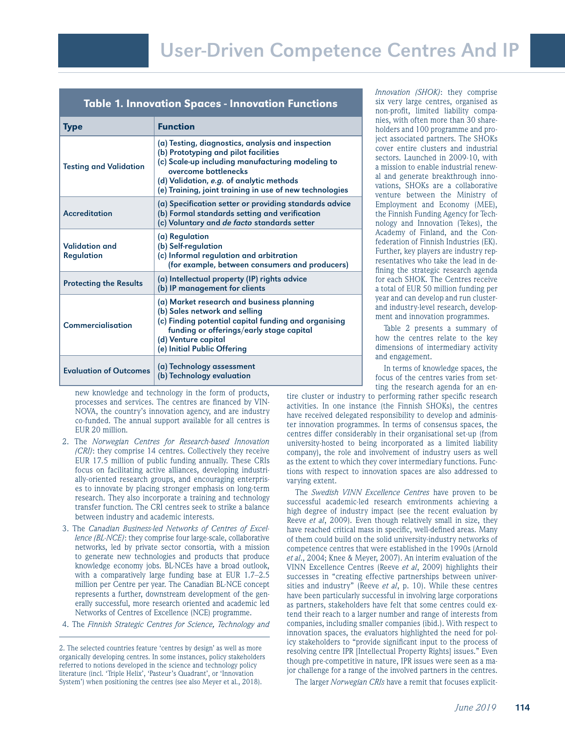**Table 1. Innovation Spaces - Innovation Functions**

| Type | Function |
|---|---|
| Testing and Validation | (a) Testing, diagnostics, analysis and inspection<br>(b) Prototyping and pilot facilities<br>(c) Scale-up including manufacturing modeling to overcome bottlenecks<br>(d) Validation, *e.g.* of analytic methods<br>(e) Training, joint training in use of new technologies |
| Accreditation | (a) Specification setter or providing standards advice<br>(b) Formal standards setting and verification<br>(c) Voluntary and *de facto* standards setter |
| Validation and Regulation | (a) Regulation<br>(b) Self-regulation<br>(c) Informal regulation and arbitration (for example, between consumers and producers) |
| Protecting the Results | (a) Intellectual property (IP) rights advice<br>(b) IP management for clients |
| Commercialisation | (a) Market research and business planning<br>(b) Sales network and selling<br>(c) Finding potential capital funding and organising funding or offerings/early stage capital<br>(d) Venture capital<br>(e) Initial Public Offering |
| Evaluation of Outcomes | (a) Technology assessment<br>(b) Technology evaluation |

new knowledge and technology in the form of products, processes and services. The centres are financed by VINNOVA, the country's innovation agency, and are industry co-funded. The annual support available for all centres is EUR 20 million.

2. The *Norwegian Centres for Research-based Innovation (CRI)*: they comprise 14 centres. Collectively they receive EUR 17.5 million of public funding annually. These CRIs focus on facilitating active alliances, developing industrially-oriented research groups, and encouraging enterprises to innovate by placing stronger emphasis on long-term research. They also incorporate a training and technology transfer function. The CRI centres seek to strike a balance between industry and academic interests.
3. The *Canadian Business-led Networks of Centres of Excellence (BL-NCE)*: they comprise four large-scale, collaborative networks, led by private sector consortia, with a mission to generate new technologies and products that produce knowledge economy jobs. BL-NCEs have a broad outlook, with a comparatively large funding base at EUR 1.7–2.5 million per Centre per year. The Canadian BL-NCE concept represents a further, downstream development of the generally successful, more research oriented and academic led Networks of Centres of Excellence (NCE) programme.
4. The *Finnish Strategic Centres for Science, Technology and Innovation (SHOK)*: they comprise six very large centres, organised as non-profit, limited liability companies, with often more than 30 shareholders and 100 programme and project associated partners. The SHOKs cover entire clusters and industrial sectors. Launched in 2009-10, with a mission to enable industrial renewal and generate breakthrough innovations, SHOKs are a collaborative venture between the Ministry of Employment and Economy (MEE), the Finnish Funding Agency for Technology and Innovation (Tekes), the Academy of Finland, and the Confederation of Finnish Industries (EK). Further, key players are industry representatives who take the lead in defining the strategic research agenda for each SHOK. The Centres receive a total of EUR 50 million funding per year and can develop and run cluster- and industry-level research, development and innovation programmes.

Table 2 presents a summary of how the centres relate to the key dimensions of intermediary activity and engagement.

In terms of knowledge spaces, the focus of the centres varies from setting the research agenda for an entire cluster or industry to performing rather specific research activities. In one instance (the Finnish SHOKs), the centres have received delegated responsibility to develop and administer innovation programmes. In terms of consensus spaces, the centres differ considerably in their organisational set-up (from university-hosted to being incorporated as a limited liability company), the role and involvement of industry users as well as the extent to which they cover intermediary functions. Functions with respect to innovation spaces are also addressed to varying extent.

The *Swedish VINN Excellence Centres* have proven to be successful academic-led research environments achieving a high degree of industry impact (see the recent evaluation by Reeve *et al*, 2009). Even though relatively small in size, they have reached critical mass in specific, well-defined areas. Many of them could build on the solid university-industry networks of competence centres that were established in the 1990s (Arnold *et al*., 2004; Knee & Meyer, 2007). An interim evaluation of the VINN Excellence Centres (Reeve *et al*, 2009) highlights their successes in "creating effective partnerships between universities and industry" (Reeve *et al*, p. 10). While these centres have been particularly successful in involving large corporations as partners, stakeholders have felt that some centres could extend their reach to a larger number and range of interests from companies, including smaller companies (ibid.). With respect to innovation spaces, the evaluators highlighted the need for policy stakeholders to "provide significant input to the process of resolving centre IPR [Intellectual Property Rights] issues." Even though pre-competitive in nature, IPR issues were seen as a major challenge for a range of the involved partners in the centres.

The larger *Norwegian CRIs* have a remit that focuses explicit-

---

2. The selected countries feature 'centres by design' as well as more organically developing centres. In some instances, policy stakeholders referred to notions developed in the science and technology policy literature (incl. 'Triple Helix', 'Pasteur's Quadrant', or 'Innovation System') when positioning the centres (see also Meyer et al., 2018).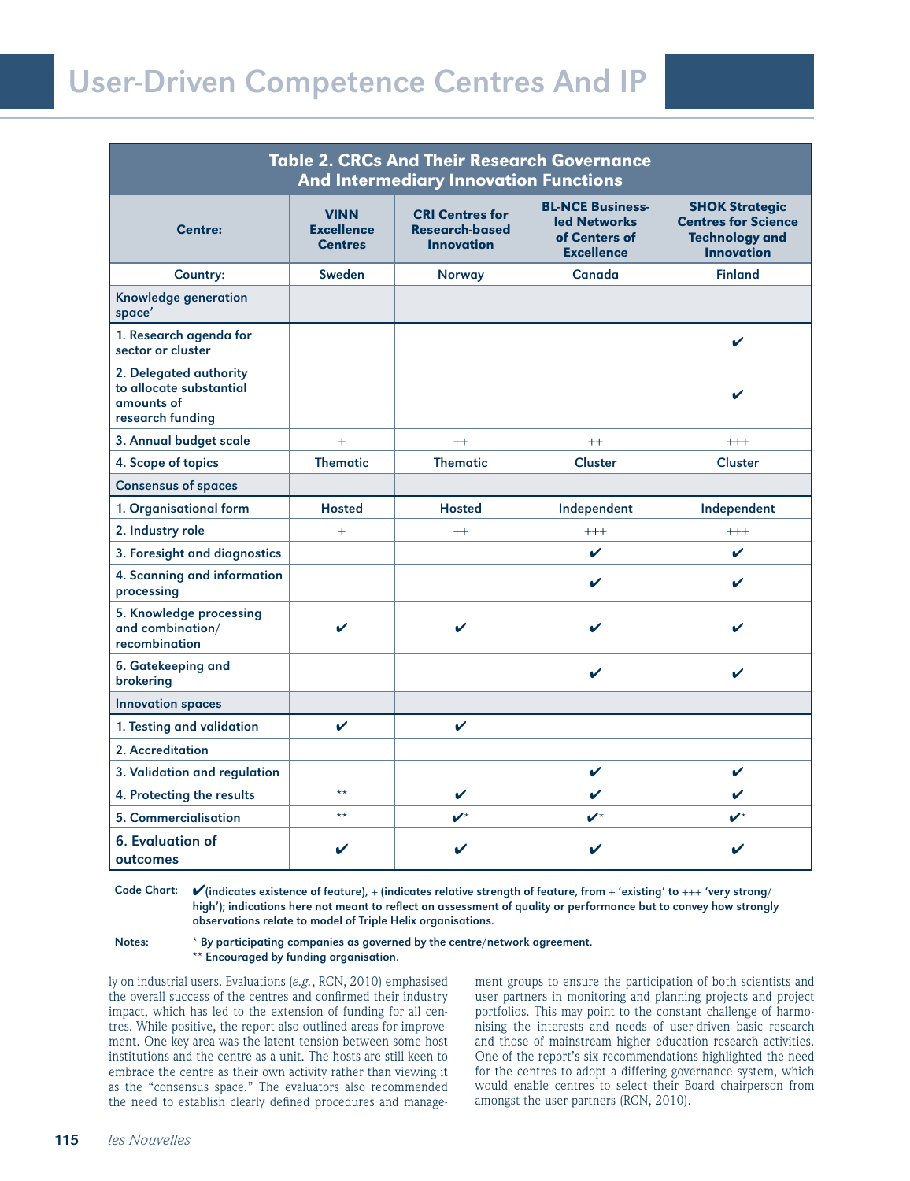**Table 2. CRCs And Their Research Governance And Intermediary Innovation Functions**

| Centre: | VINN Excellence Centres | CRI Centres for Research-based Innovation | BL-NCE Business-led Networks of Centers of Excellence | SHOK Strategic Centres for Science Technology and Innovation |
|---|---|---|---|---|
| Country: | Sweden | Norway | Canada | Finland |
| Knowledge generation space' | | | | |
| 1. Research agenda for sector or cluster | | | | ✔ |
| 2. Delegated authority to allocate substantial amounts of research funding | | | | ✔ |
| 3. Annual budget scale | + | ++ | ++ | +++ |
| 4. Scope of topics | Thematic | Thematic | Cluster | Cluster |
| Consensus of spaces | | | | |
| 1. Organisational form | Hosted | Hosted | Independent | Independent |
| 2. Industry role | + | ++ | +++ | +++ |
| 3. Foresight and diagnostics | | | ✔ | ✔ |
| 4. Scanning and information processing | | | ✔ | ✔ |
| 5. Knowledge processing and combination/recombination | ✔ | ✔ | ✔ | ✔ |
| 6. Gatekeeping and brokering | | | ✔ | ✔ |
| Innovation spaces | | | | |
| 1. Testing and validation | ✔ | ✔ | | |
| 2. Accreditation | | | | |
| 3. Validation and regulation | | | ✔ | ✔ |
| 4. Protecting the results | ** | ✔ | ✔ | ✔ |
| 5. Commercialisation | ** | ✔* | ✔* | ✔* |
| 6. Evaluation of outcomes | ✔ | ✔ | ✔ | ✔ |

Code Chart: ✔(indicates existence of feature), + (indicates relative strength of feature, from + 'existing' to +++ 'very strong/high'); indications here not meant to reflect an assessment of quality or performance but to convey how strongly observations relate to model of Triple Helix organisations.

Notes: * By participating companies as governed by the centre/network agreement.
** Encouraged by funding organisation.

ly on industrial users. Evaluations (*e.g.*, RCN, 2010) emphasised the overall success of the centres and confirmed their industry impact, which has led to the extension of funding for all centres. While positive, the report also outlined areas for improvement. One key area was the latent tension between some host institutions and the centre as a unit. The hosts are still keen to embrace the centre as their own activity rather than viewing it as the "consensus space." The evaluators also recommended the need to establish clearly defined procedures and management groups to ensure the participation of both scientists and user partners in monitoring and planning projects and project portfolios. This may point to the constant challenge of harmonising the interests and needs of user-driven basic research and those of mainstream higher education research activities. One of the report's six recommendations highlighted the need for the centres to adopt a differing governance system, which would enable centres to select their Board chairperson from amongst the user partners (RCN, 2010).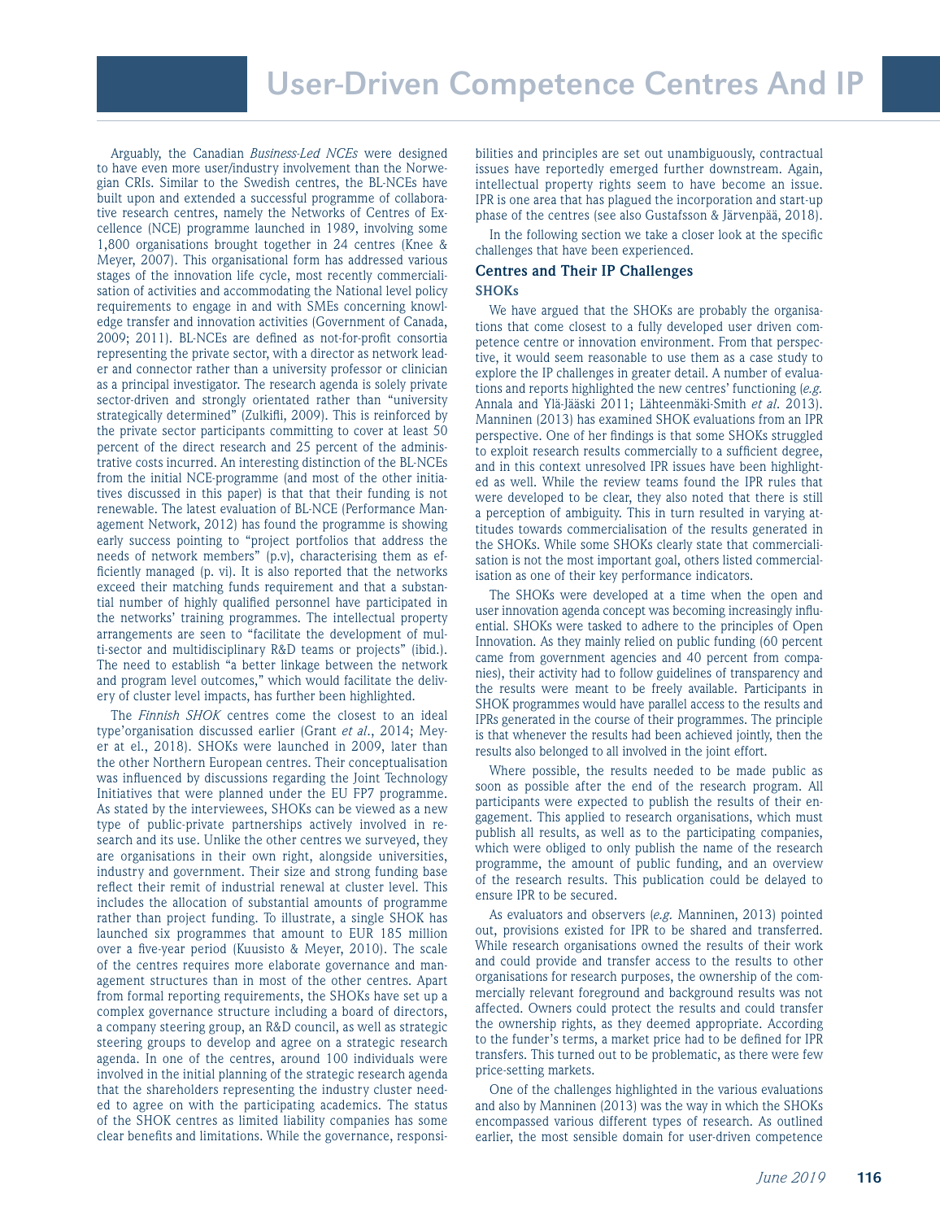Arguably, the Canadian *Business-Led NCEs* were designed to have even more user/industry involvement than the Norwegian CRIs. Similar to the Swedish centres, the BL-NCEs have built upon and extended a successful programme of collaborative research centres, namely the Networks of Centres of Excellence (NCE) programme launched in 1989, involving some 1,800 organisations brought together in 24 centres (Knee & Meyer, 2007). This organisational form has addressed various stages of the innovation life cycle, most recently commercialisation of activities and accommodating the National level policy requirements to engage in and with SMEs concerning knowledge transfer and innovation activities (Government of Canada, 2009; 2011). BL-NCEs are defined as not-for-profit consortia representing the private sector, with a director as network leader and connector rather than a university professor or clinician as a principal investigator. The research agenda is solely private sector-driven and strongly orientated rather than "university strategically determined" (Zulkifli, 2009). This is reinforced by the private sector participants committing to cover at least 50 percent of the direct research and 25 percent of the administrative costs incurred. An interesting distinction of the BL-NCEs from the initial NCE-programme (and most of the other initiatives discussed in this paper) is that that their funding is not renewable. The latest evaluation of BL-NCE (Performance Management Network, 2012) has found the programme is showing early success pointing to "project portfolios that address the needs of network members" (p.v), characterising them as efficiently managed (p. vi). It is also reported that the networks exceed their matching funds requirement and that a substantial number of highly qualified personnel have participated in the networks' training programmes. The intellectual property arrangements are seen to "facilitate the development of multi-sector and multidisciplinary R&D teams or projects" (ibid.). The need to establish "a better linkage between the network and program level outcomes," which would facilitate the delivery of cluster level impacts, has further been highlighted.

The *Finnish SHOK* centres come the closest to an ideal type'organisation discussed earlier (Grant *et al*., 2014; Meyer at el., 2018). SHOKs were launched in 2009, later than the other Northern European centres. Their conceptualisation was influenced by discussions regarding the Joint Technology Initiatives that were planned under the EU FP7 programme. As stated by the interviewees, SHOKs can be viewed as a new type of public-private partnerships actively involved in research and its use. Unlike the other centres we surveyed, they are organisations in their own right, alongside universities, industry and government. Their size and strong funding base reflect their remit of industrial renewal at cluster level. This includes the allocation of substantial amounts of programme rather than project funding. To illustrate, a single SHOK has launched six programmes that amount to EUR 185 million over a five-year period (Kuusisto & Meyer, 2010). The scale of the centres requires more elaborate governance and management structures than in most of the other centres. Apart from formal reporting requirements, the SHOKs have set up a complex governance structure including a board of directors, a company steering group, an R&D council, as well as strategic steering groups to develop and agree on a strategic research agenda. In one of the centres, around 100 individuals were involved in the initial planning of the strategic research agenda that the shareholders representing the industry cluster needed to agree on with the participating academics. The status of the SHOK centres as limited liability companies has some clear benefits and limitations. While the governance, responsibilities and principles are set out unambiguously, contractual issues have reportedly emerged further downstream. Again, intellectual property rights seem to have become an issue. IPR is one area that has plagued the incorporation and start-up phase of the centres (see also Gustafsson & Järvenpää, 2018).

In the following section we take a closer look at the specific challenges that have been experienced.

## Centres and Their IP Challenges

### SHOKs

We have argued that the SHOKs are probably the organisations that come closest to a fully developed user driven competence centre or innovation environment. From that perspective, it would seem reasonable to use them as a case study to explore the IP challenges in greater detail. A number of evaluations and reports highlighted the new centres' functioning (*e.g.* Annala and Ylä-Jääski 2011; Lähteenmäki-Smith *et al*. 2013). Manninen (2013) has examined SHOK evaluations from an IPR perspective. One of her findings is that some SHOKs struggled to exploit research results commercially to a sufficient degree, and in this context unresolved IPR issues have been highlighted as well. While the review teams found the IPR rules that were developed to be clear, they also noted that there is still a perception of ambiguity. This in turn resulted in varying attitudes towards commercialisation of the results generated in the SHOKs. While some SHOKs clearly state that commercialisation is not the most important goal, others listed commercialisation as one of their key performance indicators.

The SHOKs were developed at a time when the open and user innovation agenda concept was becoming increasingly influential. SHOKs were tasked to adhere to the principles of Open Innovation. As they mainly relied on public funding (60 percent came from government agencies and 40 percent from companies), their activity had to follow guidelines of transparency and the results were meant to be freely available. Participants in SHOK programmes would have parallel access to the results and IPRs generated in the course of their programmes. The principle is that whenever the results had been achieved jointly, then the results also belonged to all involved in the joint effort.

Where possible, the results needed to be made public as soon as possible after the end of the research program. All participants were expected to publish the results of their engagement. This applied to research organisations, which must publish all results, as well as to the participating companies, which were obliged to only publish the name of the research programme, the amount of public funding, and an overview of the research results. This publication could be delayed to ensure IPR to be secured.

As evaluators and observers (*e.g.* Manninen, 2013) pointed out, provisions existed for IPR to be shared and transferred. While research organisations owned the results of their work and could provide and transfer access to the results to other organisations for research purposes, the ownership of the commercially relevant foreground and background results was not affected. Owners could protect the results and could transfer the ownership rights, as they deemed appropriate. According to the funder's terms, a market price had to be defined for IPR transfers. This turned out to be problematic, as there were few price-setting markets.

One of the challenges highlighted in the various evaluations and also by Manninen (2013) was the way in which the SHOKs encompassed various different types of research. As outlined earlier, the most sensible domain for user-driven competence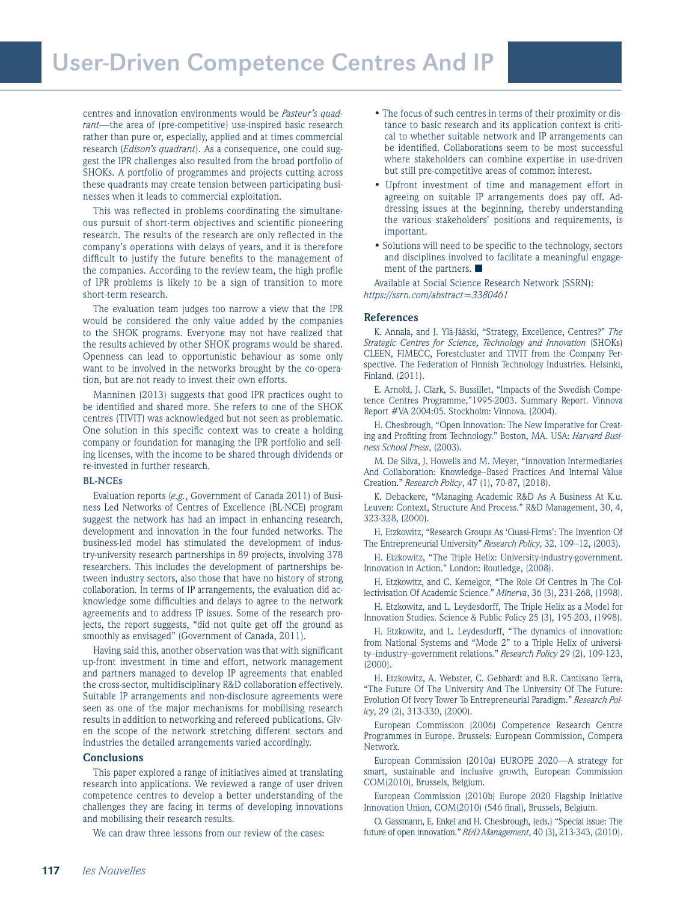centres and innovation environments would be *Pasteur's quadrant*—the area of (pre-competitive) use-inspired basic research rather than pure or, especially, applied and at times commercial research (*Edison's quadrant*). As a consequence, one could suggest the IPR challenges also resulted from the broad portfolio of SHOKs. A portfolio of programmes and projects cutting across these quadrants may create tension between participating businesses when it leads to commercial exploitation.

This was reflected in problems coordinating the simultaneous pursuit of short-term objectives and scientific pioneering research. The results of the research are only reflected in the company's operations with delays of years, and it is therefore difficult to justify the future benefits to the management of the companies. According to the review team, the high profile of IPR problems is likely to be a sign of transition to more short-term research.

The evaluation team judges too narrow a view that the IPR would be considered the only value added by the companies to the SHOK programs. Everyone may not have realized that the results achieved by other SHOK programs would be shared. Openness can lead to opportunistic behaviour as some only want to be involved in the networks brought by the co-operation, but are not ready to invest their own efforts.

Manninen (2013) suggests that good IPR practices ought to be identified and shared more. She refers to one of the SHOK centres (TIVIT) was acknowledged but not seen as problematic. One solution in this specific context was to create a holding company or foundation for managing the IPR portfolio and selling licenses, with the income to be shared through dividends or re-invested in further research.

### BL-NCEs

Evaluation reports (*e.g.*, Government of Canada 2011) of Business Led Networks of Centres of Excellence (BL-NCE) program suggest the network has had an impact in enhancing research, development and innovation in the four funded networks. The business-led model has stimulated the development of industry-university research partnerships in 89 projects, involving 378 researchers. This includes the development of partnerships between industry sectors, also those that have no history of strong collaboration. In terms of IP arrangements, the evaluation did acknowledge some difficulties and delays to agree to the network agreements and to address IP issues. Some of the research projects, the report suggests, "did not quite get off the ground as smoothly as envisaged" (Government of Canada, 2011).

Having said this, another observation was that with significant up-front investment in time and effort, network management and partners managed to develop IP agreements that enabled the cross-sector, multidisciplinary R&D collaboration effectively. Suitable IP arrangements and non-disclosure agreements were seen as one of the major mechanisms for mobilising research results in addition to networking and refereed publications. Given the scope of the network stretching different sectors and industries the detailed arrangements varied accordingly.

## Conclusions

This paper explored a range of initiatives aimed at translating research into applications. We reviewed a range of user driven competence centres to develop a better understanding of the challenges they are facing in terms of developing innovations and mobilising their research results.

We can draw three lessons from our review of the cases:

- The focus of such centres in terms of their proximity or distance to basic research and its application context is critical to whether suitable network and IP arrangements can be identified. Collaborations seem to be most successful where stakeholders can combine expertise in use-driven but still pre-competitive areas of common interest.
- Upfront investment of time and management effort in agreeing on suitable IP arrangements does pay off. Addressing issues at the beginning, thereby understanding the various stakeholders' positions and requirements, is important.
- Solutions will need to be specific to the technology, sectors and disciplines involved to facilitate a meaningful engagement of the partners. ■

Available at Social Science Research Network (SSRN): *https://ssrn.com/abstract=3380461*

## References

K. Annala, and J. Ylä-Jääski, "Strategy, Excellence, Centres?" *The Strategic Centres for Science, Technology and Innovation* (SHOKs) CLEEN, FIMECC, Forestcluster and TIVIT from the Company Perspective. The Federation of Finnish Technology Industries. Helsinki, Finland. (2011).

E. Arnold, J. Clark, S. Bussillet, "Impacts of the Swedish Competence Centres Programme,"1995-2003. Summary Report. Vinnova Report #VA 2004:05. Stockholm: Vinnova. (2004).

H. Chesbrough, "Open Innovation: The New Imperative for Creating and Profiting from Technology." Boston, MA. USA: *Harvard Business School Press*, (2003).

M. De Silva, J. Howells and M. Meyer, "Innovation Intermediaries And Collaboration: Knowledge–Based Practices And Internal Value Creation." *Research Policy*, 47 (1), 70-87, (2018).

K. Debackere, "Managing Academic R&D As A Business At K.u. Leuven: Context, Structure And Process." R&D Management, 30, 4, 323-328, (2000).

H. Etzkowitz, "Research Groups As 'Quasi-Firms': The Invention Of The Entrepreneurial University" *Research Policy*, 32, 109–12, (2003).

H. Etzkowitz, "The Triple Helix: University-industry-government. Innovation in Action." London: Routledge, (2008).

H. Etzkowitz, and C. Kemelgor, "The Role Of Centres In The Collectivisation Of Academic Science." *Minerva*, 36 (3), 231-268, (1998).

H. Etzkowitz, and L. Leydesdorff, The Triple Helix as a Model for Innovation Studies. Science & Public Policy 25 (3), 195-203, (1998).

H. Etzkowitz, and L. Leydesdorff, "The dynamics of innovation: from National Systems and "Mode 2" to a Triple Helix of university–industry–government relations." *Research Policy* 29 (2), 109-123, (2000).

H. Etzkowitz, A. Webster, C. Gebhardt and B.R. Cantisano Terra, "The Future Of The University And The University Of The Future: Evolution Of Ivory Tower To Entrepreneurial Paradigm." *Research Policy*, 29 (2), 313-330, (2000).

European Commission (2006) Competence Research Centre Programmes in Europe. Brussels: European Commission, Compera Network.

European Commission (2010a) EUROPE 2020—A strategy for smart, sustainable and inclusive growth, European Commission COM(2010), Brussels, Belgium.

European Commission (2010b) Europe 2020 Flagship Initiative Innovation Union, COM(2010) (546 final), Brussels, Belgium.

O. Gassmann, E. Enkel and H. Chesbrough, (eds.) "Special issue: The future of open innovation." *R&D Management*, 40 (3), 213-343, (2010).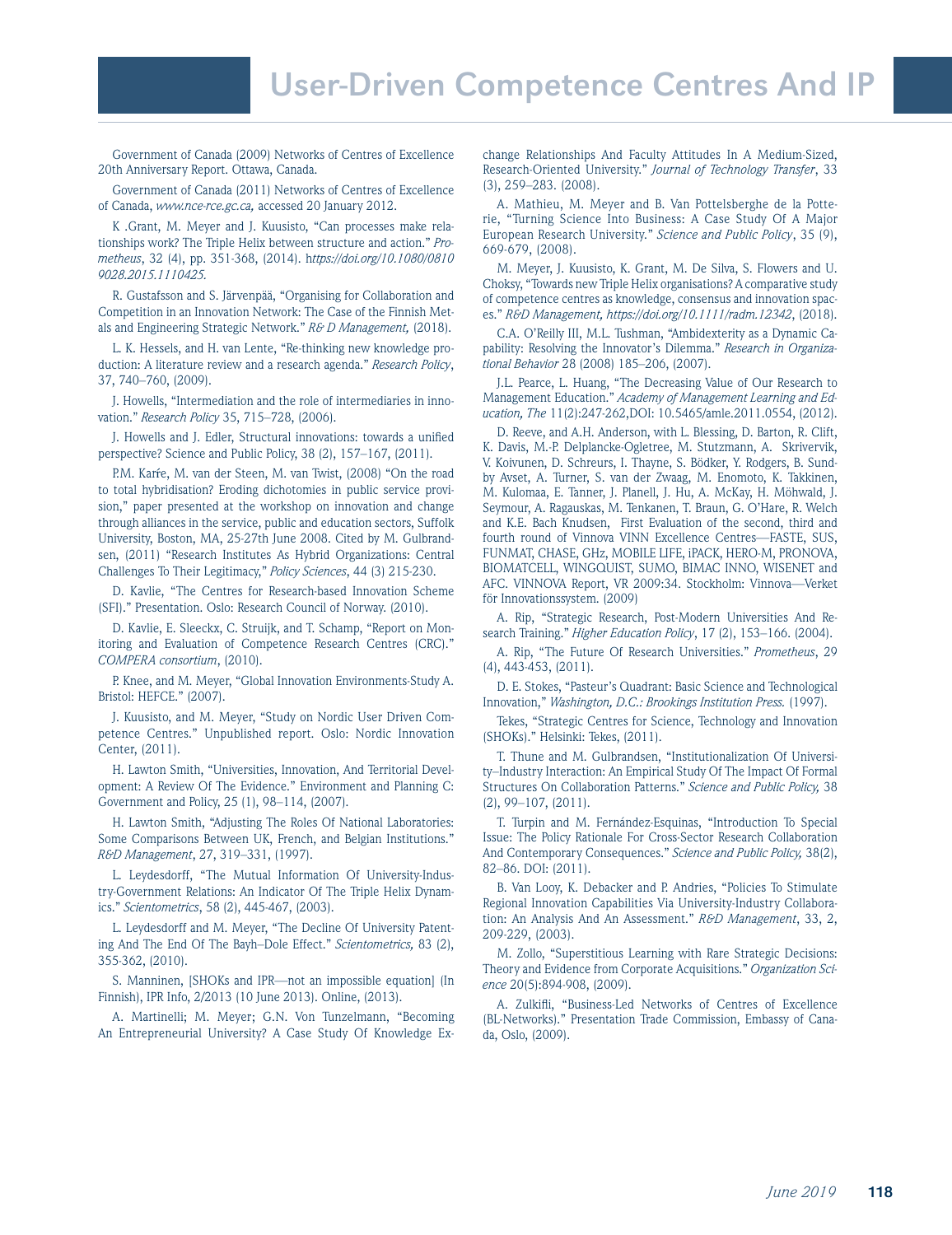Government of Canada (2009) Networks of Centres of Excellence 20th Anniversary Report. Ottawa, Canada.

Government of Canada (2011) Networks of Centres of Excellence of Canada, *www.nce-rce.gc.ca,* accessed 20 January 2012.

K .Grant, M. Meyer and J. Kuusisto, "Can processes make relationships work? The Triple Helix between structure and action." *Prometheus*, 32 (4), pp. 351-368, (2014). h*ttps://doi.org/10.1080/08109028.2015.1110425.*

R. Gustafsson and S. Järvenpää, "Organising for Collaboration and Competition in an Innovation Network: The Case of the Finnish Metals and Engineering Strategic Network." *R& D Management,* (2018).

L. K. Hessels, and H. van Lente, "Re-thinking new knowledge production: A literature review and a research agenda." *Research Policy*, 37, 740–760, (2009).

J. Howells, "Intermediation and the role of intermediaries in innovation." *Research Policy* 35, 715–728, (2006).

J. Howells and J. Edler, Structural innovations: towards a unified perspective? Science and Public Policy, 38 (2), 157–167, (2011).

P.M. Karŕe, M. van der Steen, M. van Twist, (2008) "On the road to total hybridisation? Eroding dichotomies in public service provision," paper presented at the workshop on innovation and change through alliances in the service, public and education sectors, Suffolk University, Boston, MA, 25-27th June 2008. Cited by M. Gulbrandsen, (2011) "Research Institutes As Hybrid Organizations: Central Challenges To Their Legitimacy," *Policy Sciences*, 44 (3) 215-230.

D. Kavlie, "The Centres for Research-based Innovation Scheme (SFI)." Presentation. Oslo: Research Council of Norway. (2010).

D. Kavlie, E. Sleeckx, C. Struijk, and T. Schamp, "Report on Monitoring and Evaluation of Competence Research Centres (CRC)." *COMPERA consortium*, (2010).

P. Knee, and M. Meyer, "Global Innovation Environments-Study A. Bristol: HEFCE." (2007).

J. Kuusisto, and M. Meyer, "Study on Nordic User Driven Competence Centres." Unpublished report. Oslo: Nordic Innovation Center, (2011).

H. Lawton Smith, "Universities, Innovation, And Territorial Development: A Review Of The Evidence." Environment and Planning C: Government and Policy, 25 (1), 98–114, (2007).

H. Lawton Smith, "Adjusting The Roles Of National Laboratories: Some Comparisons Between UK, French, and Belgian Institutions." *R&D Management*, 27, 319–331, (1997).

L. Leydesdorff, "The Mutual Information Of University-Industry-Government Relations: An Indicator Of The Triple Helix Dynamics." *Scientometrics*, 58 (2), 445-467, (2003).

L. Leydesdorff and M. Meyer, "The Decline Of University Patenting And The End Of The Bayh–Dole Effect." *Scientometrics,* 83 (2), 355-362, (2010).

S. Manninen, [SHOKs and IPR—not an impossible equation] (In Finnish), IPR Info, 2/2013 (10 June 2013). Online, (2013).

A. Martinelli; M. Meyer; G.N. Von Tunzelmann, "Becoming An Entrepreneurial University? A Case Study Of Knowledge Exchange Relationships And Faculty Attitudes In A Medium-Sized, Research-Oriented University." *Journal of Technology Transfer*, 33 (3), 259–283. (2008).

A. Mathieu, M. Meyer and B. Van Pottelsberghe de la Potterie, "Turning Science Into Business: A Case Study Of A Major European Research University." *Science and Public Policy*, 35 (9), 669-679, (2008).

M. Meyer, J. Kuusisto, K. Grant, M. De Silva, S. Flowers and U. Choksy, "Towards new Triple Helix organisations? A comparative study of competence centres as knowledge, consensus and innovation spaces." *R&D Management, https://doi.org/10.1111/radm.12342*, (2018).

C.A. O'Reilly III, M.L. Tushman, "Ambidexterity as a Dynamic Capability: Resolving the Innovator's Dilemma." *Research in Organizational Behavior* 28 (2008) 185–206, (2007).

J.L. Pearce, L. Huang, "The Decreasing Value of Our Research to Management Education." *Academy of Management Learning and Education, The* 11(2):247-262,DOI: 10.5465/amle.2011.0554, (2012).

D. Reeve, and A.H. Anderson, with L. Blessing, D. Barton, R. Clift, K. Davis, M.-P. Delplancke-Ogletree, M. Stutzmann, A. Skrivervik, V. Koivunen, D. Schreurs, I. Thayne, S. Bödker, Y. Rodgers, B. Sundby Avset, A. Turner, S. van der Zwaag, M. Enomoto, K. Takkinen, M. Kulomaa, E. Tanner, J. Planell, J. Hu, A. McKay, H. Möhwald, J. Seymour, A. Ragauskas, M. Tenkanen, T. Braun, G. O'Hare, R. Welch and K.E. Bach Knudsen, First Evaluation of the second, third and fourth round of Vinnova VINN Excellence Centres—FASTE, SUS, FUNMAT, CHASE, GHz, MOBILE LIFE, iPACK, HERO-M, PRONOVA, BIOMATCELL, WINGQUIST, SUMO, BIMAC INNO, WISENET and AFC. VINNOVA Report, VR 2009:34. Stockholm: Vinnova—Verket för Innovationssystem. (2009)

A. Rip, "Strategic Research, Post-Modern Universities And Research Training." *Higher Education Policy*, 17 (2), 153–166. (2004).

A. Rip, "The Future Of Research Universities." *Prometheus*, 29 (4), 443-453, (2011).

D. E. Stokes, "Pasteur's Quadrant: Basic Science and Technological Innovation," *Washington, D.C.: Brookings Institution Press.* (1997).

Tekes, "Strategic Centres for Science, Technology and Innovation (SHOKs)." Helsinki: Tekes, (2011).

T. Thune and M. Gulbrandsen, "Institutionalization Of University–Industry Interaction: An Empirical Study Of The Impact Of Formal Structures On Collaboration Patterns." *Science and Public Policy,* 38 (2), 99–107, (2011).

T. Turpin and M. Fernández-Esquinas, "Introduction To Special Issue: The Policy Rationale For Cross-Sector Research Collaboration And Contemporary Consequences." *Science and Public Policy,* 38(2), 82–86. DOI: (2011).

B. Van Looy, K. Debacker and P. Andries, "Policies To Stimulate Regional Innovation Capabilities Via University-Industry Collaboration: An Analysis And An Assessment." *R&D Management*, 33, 2, 209-229, (2003).

M. Zollo, "Superstitious Learning with Rare Strategic Decisions: Theory and Evidence from Corporate Acquisitions." *Organization Science* 20(5):894-908, (2009).

A. Zulkifli, "Business-Led Networks of Centres of Excellence (BL-Networks)." Presentation Trade Commission, Embassy of Canada, Oslo, (2009).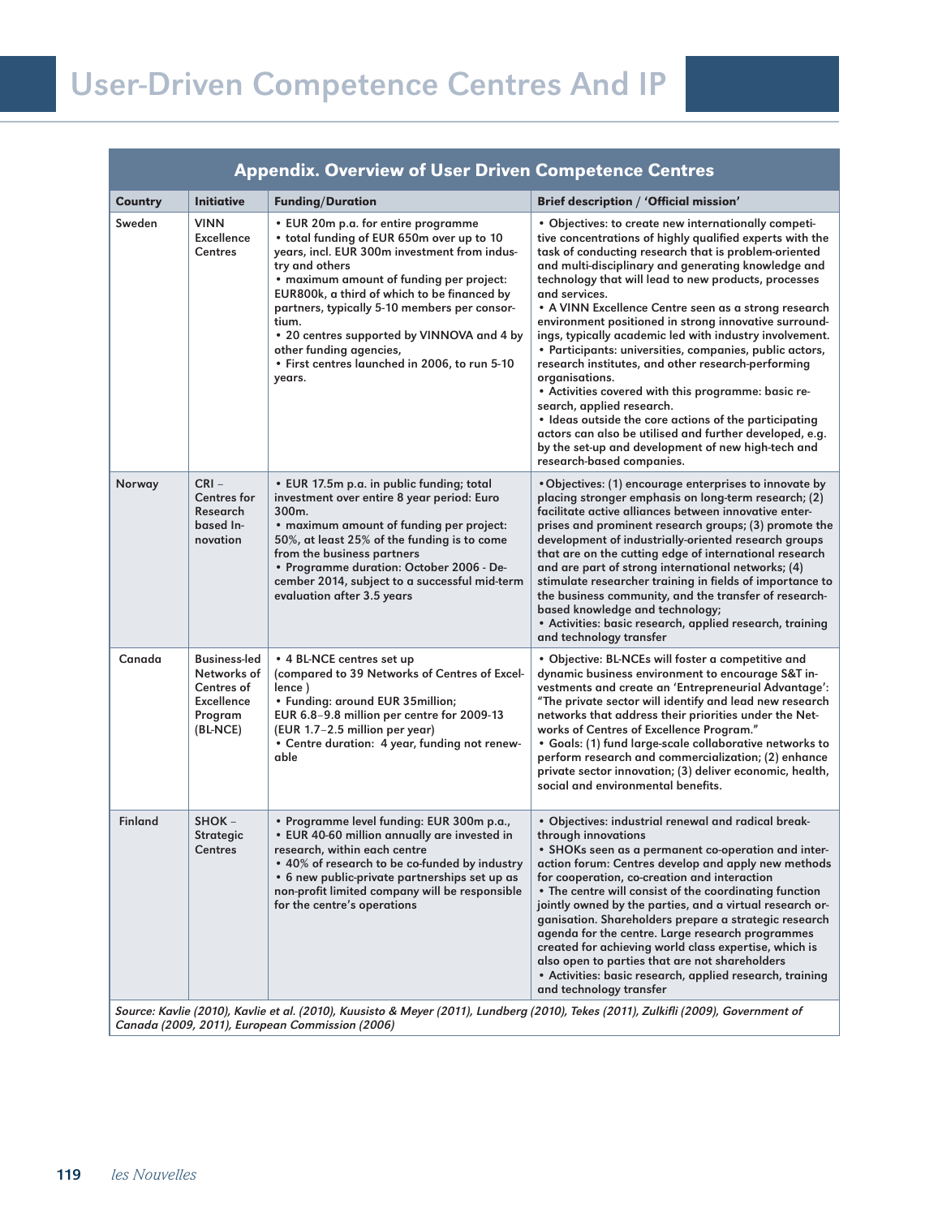## Appendix. Overview of User Driven Competence Centres

| Country | Initiative | Funding/Duration | Brief description / 'Official mission' |
|---|---|---|---|
| Sweden | VINN Excellence Centres | • EUR 20m p.a. for entire programme<br>• total funding of EUR 650m over up to 10 years, incl. EUR 300m investment from industry and others<br>• maximum amount of funding per project: EUR800k, a third of which to be financed by partners, typically 5-10 members per consortium.<br>• 20 centres supported by VINNOVA and 4 by other funding agencies,<br>• First centres launched in 2006, to run 5-10 years. | • Objectives: to create new internationally competitive concentrations of highly qualified experts with the task of conducting research that is problem-oriented and multi-disciplinary and generating knowledge and technology that will lead to new products, processes and services.<br>• A VINN Excellence Centre seen as a strong research environment positioned in strong innovative surroundings, typically academic led with industry involvement.<br>• Participants: universities, companies, public actors, research institutes, and other research-performing organisations.<br>• Activities covered with this programme: basic research, applied research.<br>• Ideas outside the core actions of the participating actors can also be utilised and further developed, e.g. by the set-up and development of new high-tech and research-based companies. |
| Norway | CRI – Centres for Research based Innovation | • EUR 17.5m p.a. in public funding; total investment over entire 8 year period: Euro 300m.<br>• maximum amount of funding per project: 50%, at least 25% of the funding is to come from the business partners<br>• Programme duration: October 2006 - December 2014, subject to a successful mid-term evaluation after 3.5 years | • Objectives: (1) encourage enterprises to innovate by placing stronger emphasis on long-term research; (2) facilitate active alliances between innovative enterprises and prominent research groups; (3) promote the development of industrially-oriented research groups that are on the cutting edge of international research and are part of strong international networks; (4) stimulate researcher training in fields of importance to the business community, and the transfer of research-based knowledge and technology;<br>• Activities: basic research, applied research, training and technology transfer |
| Canada | Business-led Networks of Centres of Excellence Program (BL-NCE) | • 4 BL-NCE centres set up (compared to 39 Networks of Centres of Excellence )<br>• Funding: around EUR 35million; EUR 6.8–9.8 million per centre for 2009-13 (EUR 1.7–2.5 million per year)<br>• Centre duration: 4 year, funding not renewable | • Objective: BL-NCEs will foster a competitive and dynamic business environment to encourage S&T investments and create an 'Entrepreneurial Advantage': "The private sector will identify and lead new research networks that address their priorities under the Networks of Centres of Excellence Program."<br>• Goals: (1) fund large-scale collaborative networks to perform research and commercialization; (2) enhance private sector innovation; (3) deliver economic, health, social and environmental benefits. |
| Finland | SHOK – Strategic Centres | • Programme level funding: EUR 300m p.a.,<br>• EUR 40-60 million annually are invested in research, within each centre<br>• 40% of research to be co-funded by industry<br>• 6 new public-private partnerships set up as non-profit limited company will be responsible for the centre's operations | • Objectives: industrial renewal and radical breakthrough innovations<br>• SHOKs seen as a permanent co-operation and interaction forum: Centres develop and apply new methods for cooperation, co-creation and interaction<br>• The centre will consist of the coordinating function jointly owned by the parties, and a virtual research organisation. Shareholders prepare a strategic research agenda for the centre. Large research programmes created for achieving world class expertise, which is also open to parties that are not shareholders<br>• Activities: basic research, applied research, training and technology transfer |

*Source: Kavlie (2010), Kavlie et al. (2010), Kuusisto & Meyer (2011), Lundberg (2010), Tekes (2011), Zulkifli (2009), Government of Canada (2009, 2011), European Commission (2006)*